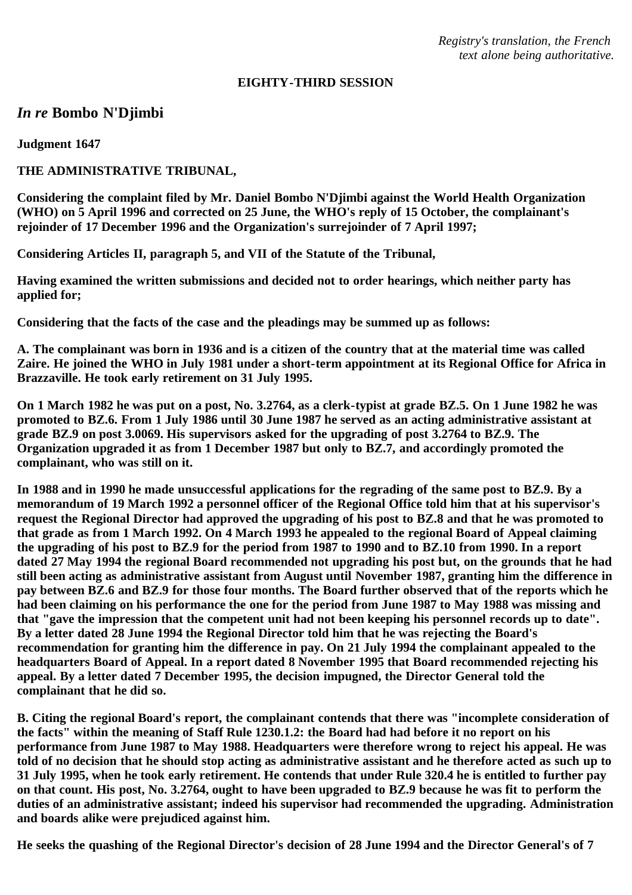*Registry's translation, the French text alone being authoritative.*

**EIGHTY-THIRD SESSION**

## *In re* Bombo N'Djimbi

**Judgment 1647**

**THE ADMINISTRATIVE TRIBUNAL,**

**Considering the complaint filed by Mr. Daniel Bombo N'Djimbi against the World Health Organization (WHO) on 5 April 1996 and corrected on 25 June, the WHO's reply of 15 October, the complainant's rejoinder of 17 December 1996 and the Organization's surrejoinder of 7 April 1997;**

**Considering Articles II, paragraph 5, and VII of the Statute of the Tribunal,**

**Having examined the written submissions and decided not to order hearings, which neither party has applied for;**

**Considering that the facts of the case and the pleadings may be summed up as follows:**

**A. The complainant was born in 1936 and is a citizen of the country that at the material time was called Zaire. He joined the WHO in July 1981 under a short-term appointment at its Regional Office for Africa in Brazzaville. He took early retirement on 31 July 1995.**

**On 1 March 1982 he was put on a post, No. 3.2764, as a clerk-typist at grade BZ.5. On 1 June 1982 he was promoted to BZ.6. From 1 July 1986 until 30 June 1987 he served as an acting administrative assistant at grade BZ.9 on post 3.0069. His supervisors asked for the upgrading of post 3.2764 to BZ.9. The Organization upgraded it as from 1 December 1987 but only to BZ.7, and accordingly promoted the complainant, who was still on it.**

**In 1988 and in 1990 he made unsuccessful applications for the regrading of the same post to BZ.9. By a memorandum of 19 March 1992 a personnel officer of the Regional Office told him that at his supervisor's request the Regional Director had approved the upgrading of his post to BZ.8 and that he was promoted to that grade as from 1 March 1992. On 4 March 1993 he appealed to the regional Board of Appeal claiming the upgrading of his post to BZ.9 for the period from 1987 to 1990 and to BZ.10 from 1990. In a report dated 27 May 1994 the regional Board recommended not upgrading his post but, on the grounds that he had still been acting as administrative assistant from August until November 1987, granting him the difference in pay between BZ.6 and BZ.9 for those four months. The Board further observed that of the reports which he had been claiming on his performance the one for the period from June 1987 to May 1988 was missing and that "gave the impression that the competent unit had not been keeping his personnel records up to date". By a letter dated 28 June 1994 the Regional Director told him that he was rejecting the Board's recommendation for granting him the difference in pay. On 21 July 1994 the complainant appealed to the headquarters Board of Appeal. In a report dated 8 November 1995 that Board recommended rejecting his appeal. By a letter dated 7 December 1995, the decision impugned, the Director General told the complainant that he did so.**

**B. Citing the regional Board's report, the complainant contends that there was "incomplete consideration of the facts" within the meaning of Staff Rule 1230.1.2: the Board had had before it no report on his performance from June 1987 to May 1988. Headquarters were therefore wrong to reject his appeal. He was told of no decision that he should stop acting as administrative assistant and he therefore acted as such up to 31 July 1995, when he took early retirement. He contends that under Rule 320.4 he is entitled to further pay on that count. His post, No. 3.2764, ought to have been upgraded to BZ.9 because he was fit to perform the duties of an administrative assistant; indeed his supervisor had recommended the upgrading. Administration and boards alike were prejudiced against him.**

**He seeks the quashing of the Regional Director's decision of 28 June 1994 and the Director General's of 7**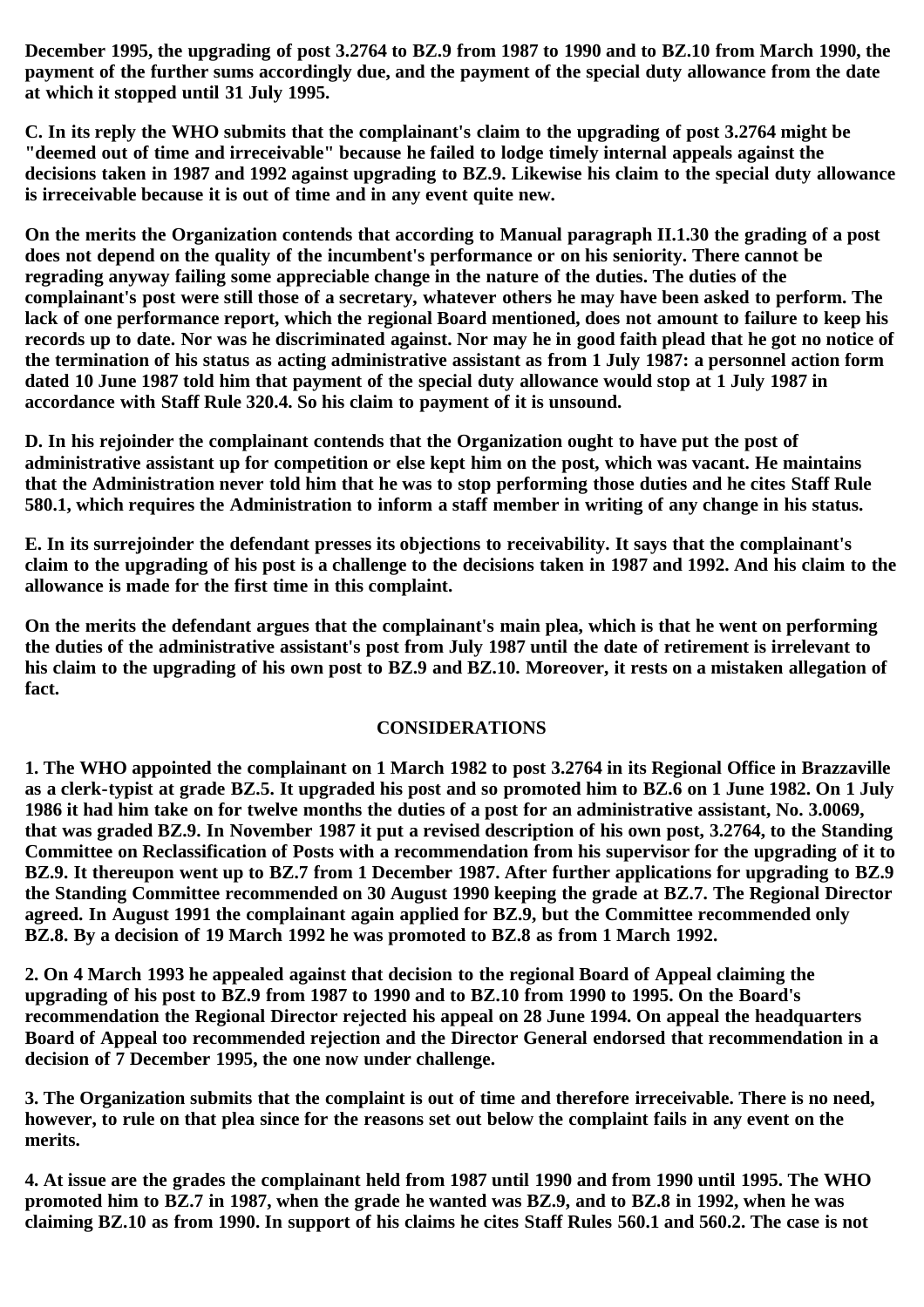December 1995, the upgrading of post 3.2764 to BZ.9 from 1987 to 1990 and to BZ.10 from March 1990, the payment of the further sums accordingly due, and the payment of the special duty allowance from the date at which it stopped until 31 July 1995.

C. In its reply the WHO submits that the complainant's claim to the upgrading of post 3.2764 might be "deemed out of time and irreceivable" because he failed to lodge timely internal appeals against the decisions taken in 1987 and 1992 against upgrading to BZ.9. Likewise his claim to the special duty allowance is irreceivable because it is out of time and in any event quite new.

On the merits the Organization contends that according to Manual paragraph II.1.30 the grading of a post does not depend on the quality of the incumbent's performance or on his seniority. There cannot be regrading anyway failing some appreciable change in the nature of the duties. The duties of the complainant's post were still those of a secretary, whatever others he may have been asked to perform. The lack of one performance report, which the regional Board mentioned, does not amount to failure to keep his records up to date. Nor was he discriminated against. Nor may he in good faith plead that he got no notice of the termination of his status as acting administrative assistant as from 1 July 1987: a personnel action form dated 10 June 1987 told him that payment of the special duty allowance would stop at 1 July 1987 in accordance with Staff Rule 320.4. So his claim to payment of it is unsound.

D. In his rejoinder the complainant contends that the Organization ought to have put the post of administrative assistant up for competition or else kept him on the post, which was vacant. He maintains that the Administration never told him that he was to stop performing those duties and he cites Staff Rule 580.1, which requires the Administration to inform a staff member in writing of any change in his status.

E. In its surrejoinder the defendant presses its objections to receivability. It says that the complainant's claim to the upgrading of his post is a challenge to the decisions taken in 1987 and 1992. And his claim to the allowance is made for the first time in this complaint.

On the merits the defendant argues that the complainant's main plea, which is that he went on performing the duties of the administrative assistant's post from July 1987 until the date of retirement is irrelevant to his claim to the upgrading of his own post to BZ.9 and BZ.10. Moreover, it rests on a mistaken allegation of fact.

## CONSIDERATIONS

1. The WHO appointed the complainant on 1 March 1982 to post 3.2764 in its Regional Office in Brazzaville as a clerk-typist at grade BZ.5. It upgraded his post and so promoted him to BZ.6 on 1 June 1982. On 1 July 1986 it had him take on for twelve months the duties of a post for an administrative assistant, No. 3.0069, that was graded BZ.9. In November 1987 it put a revised description of his own post, 3.2764, to the Standing Committee on Reclassification of Posts with a recommendation from his supervisor for the upgrading of it to BZ.9. It thereupon went up to BZ.7 from 1 December 1987. After further applications for upgrading to BZ.9 the Standing Committee recommended on 30 August 1990 keeping the grade at BZ.7. The Regional Director agreed. In August 1991 the complainant again applied for BZ.9, but the Committee recommended only BZ.8. By a decision of 19 March 1992 he was promoted to BZ.8 as from 1 March 1992.

2. On 4 March 1993 he appealed against that decision to the regional Board of Appeal claiming the upgrading of his post to BZ.9 from 1987 to 1990 and to BZ.10 from 1990 to 1995. On the Board's recommendation the Regional Director rejected his appeal on 28 June 1994. On appeal the headquarters Board of Appeal too recommended rejection and the Director General endorsed that recommendation in a decision of 7 December 1995, the one now under challenge.

3. The Organization submits that the complaint is out of time and therefore irreceivable. There is no need, however, to rule on that plea since for the reasons set out below the complaint fails in any event on the merits.

4. At issue are the grades the complainant held from 1987 until 1990 and from 1990 until 1995. The WHO promoted him to BZ.7 in 1987, when the grade he wanted was BZ.9, and to BZ.8 in 1992, when he was claiming BZ.10 as from 1990. In support of his claims he cites Staff Rules 560.1 and 560.2. The case is not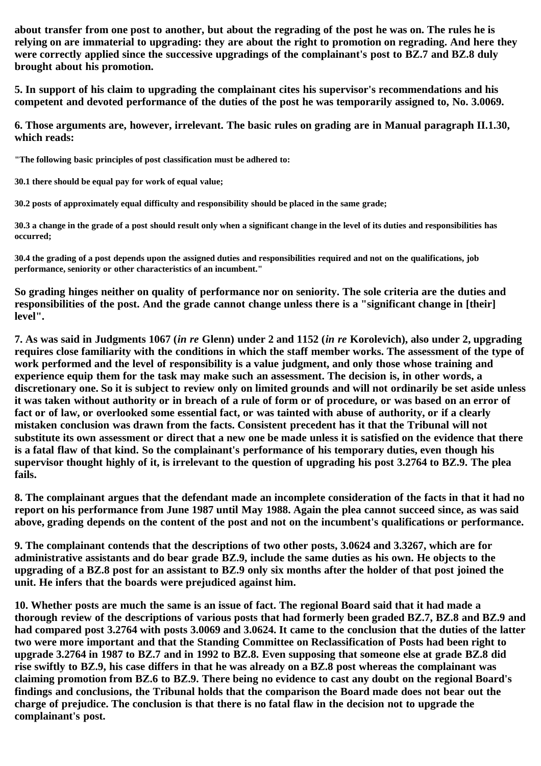**about transfer from one post to another, but about the regrading of the post he was on. The rules he is relying on are immaterial to upgrading: they are about the right to promotion on regrading. And here they were correctly applied since the successive upgradings of the complainant's post to BZ.7 and BZ.8 duly brought about his promotion.**

**5. In support of his claim to upgrading the complainant cites his supervisor's recommendations and his competent and devoted performance of the duties of the post he was temporarily assigned to, No. 3.0069.**

**6. Those arguments are, however, irrelevant. The basic rules on grading are in Manual paragraph II.1.30, which reads:**

**"The following basic principles of post classification must be adhered to:**

**30.1 there should be equal pay for work of equal value;**

**30.2 posts of approximately equal difficulty and responsibility should be placed in the same grade;**

**30.3 a change in the grade of a post should result only when a significant change in the level of its duties and responsibilities has occurred;**

**30.4 the grading of a post depends upon the assigned duties and responsibilities required and not on the qualifications, job performance, seniority or other characteristics of an incumbent."**

**So grading hinges neither on quality of performance nor on seniority. The sole criteria are the duties and responsibilities of the post. And the grade cannot change unless there is a "significant change in [their] level".**

**7. As was said in Judgments 1067 (*in re* Glenn) under 2 and 1152 (*in re* Korolevich), also under 2, upgrading requires close familiarity with the conditions in which the staff member works. The assessment of the type of work performed and the level of responsibility is a value judgment, and only those whose training and experience equip them for the task may make such an assessment. The decision is, in other words, a discretionary one. So it is subject to review only on limited grounds and will not ordinarily be set aside unless it was taken without authority or in breach of a rule of form or of procedure, or was based on an error of fact or of law, or overlooked some essential fact, or was tainted with abuse of authority, or if a clearly mistaken conclusion was drawn from the facts. Consistent precedent has it that the Tribunal will not substitute its own assessment or direct that a new one be made unless it is satisfied on the evidence that there is a fatal flaw of that kind. So the complainant's performance of his temporary duties, even though his supervisor thought highly of it, is irrelevant to the question of upgrading his post 3.2764 to BZ.9. The plea fails.**

**8. The complainant argues that the defendant made an incomplete consideration of the facts in that it had no report on his performance from June 1987 until May 1988. Again the plea cannot succeed since, as was said above, grading depends on the content of the post and not on the incumbent's qualifications or performance.**

**9. The complainant contends that the descriptions of two other posts, 3.0624 and 3.3267, which are for administrative assistants and do bear grade BZ.9, include the same duties as his own. He objects to the upgrading of a BZ.8 post for an assistant to BZ.9 only six months after the holder of that post joined the unit. He infers that the boards were prejudiced against him.**

**10. Whether posts are much the same is an issue of fact. The regional Board said that it had made a thorough review of the descriptions of various posts that had formerly been graded BZ.7, BZ.8 and BZ.9 and had compared post 3.2764 with posts 3.0069 and 3.0624. It came to the conclusion that the duties of the latter two were more important and that the Standing Committee on Reclassification of Posts had been right to upgrade 3.2764 in 1987 to BZ.7 and in 1992 to BZ.8. Even supposing that someone else at grade BZ.8 did rise swiftly to BZ.9, his case differs in that he was already on a BZ.8 post whereas the complainant was claiming promotion from BZ.6 to BZ.9. There being no evidence to cast any doubt on the regional Board's findings and conclusions, the Tribunal holds that the comparison the Board made does not bear out the charge of prejudice. The conclusion is that there is no fatal flaw in the decision not to upgrade the complainant's post.**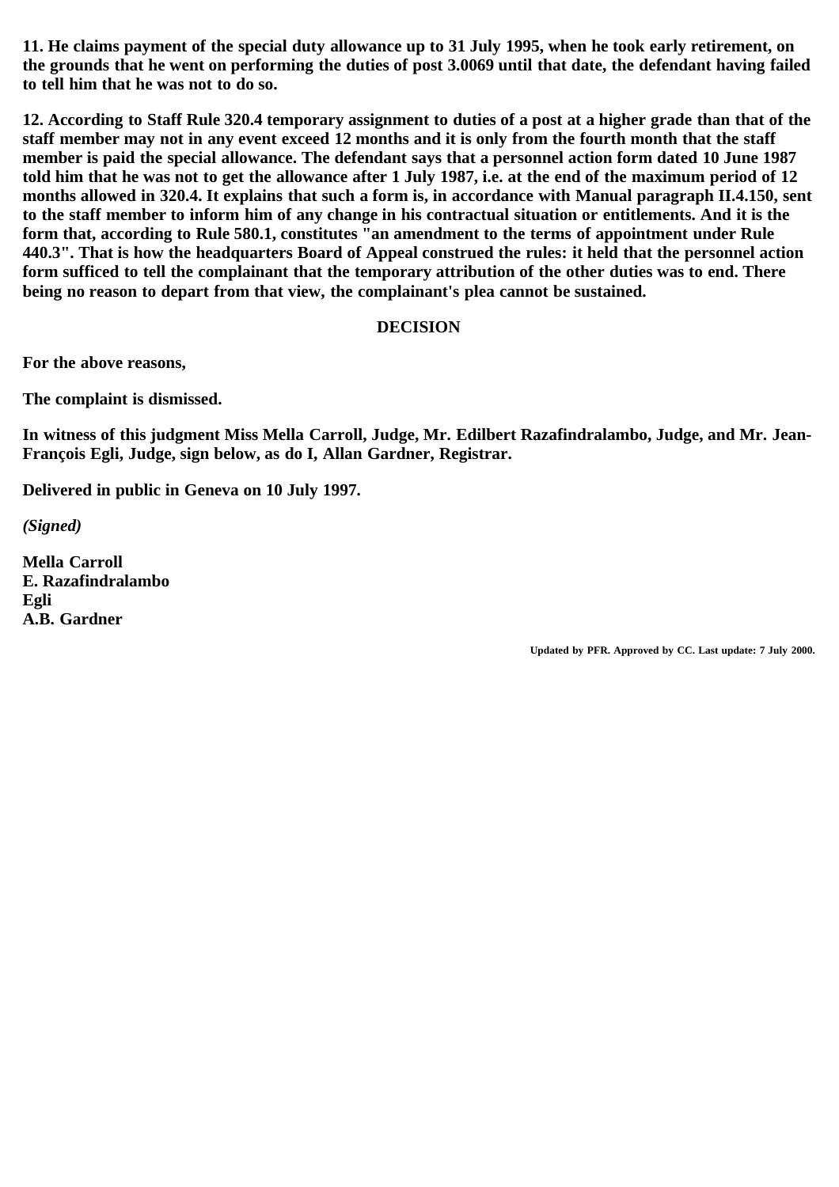**11. He claims payment of the special duty allowance up to 31 July 1995, when he took early retirement, on the grounds that he went on performing the duties of post 3.0069 until that date, the defendant having failed to tell him that he was not to do so.**

**12. According to Staff Rule 320.4 temporary assignment to duties of a post at a higher grade than that of the staff member may not in any event exceed 12 months and it is only from the fourth month that the staff member is paid the special allowance. The defendant says that a personnel action form dated 10 June 1987 told him that he was not to get the allowance after 1 July 1987, i.e. at the end of the maximum period of 12 months allowed in 320.4. It explains that such a form is, in accordance with Manual paragraph II.4.150, sent to the staff member to inform him of any change in his contractual situation or entitlements. And it is the form that, according to Rule 580.1, constitutes "an amendment to the terms of appointment under Rule 440.3". That is how the headquarters Board of Appeal construed the rules: it held that the personnel action form sufficed to tell the complainant that the temporary attribution of the other duties was to end. There being no reason to depart from that view, the complainant's plea cannot be sustained.**

**DECISION**

**For the above reasons,**

**The complaint is dismissed.**

**In witness of this judgment Miss Mella Carroll, Judge, Mr. Edilbert Razafindralambo, Judge, and Mr. Jean-François Egli, Judge, sign below, as do I, Allan Gardner, Registrar.**

**Delivered in public in Geneva on 10 July 1997.**

***(Signed)***

**Mella Carroll**
**E. Razafindralambo**
**Egli**
**A.B. Gardner**

**Updated by PFR. Approved by CC. Last update: 7 July 2000.**